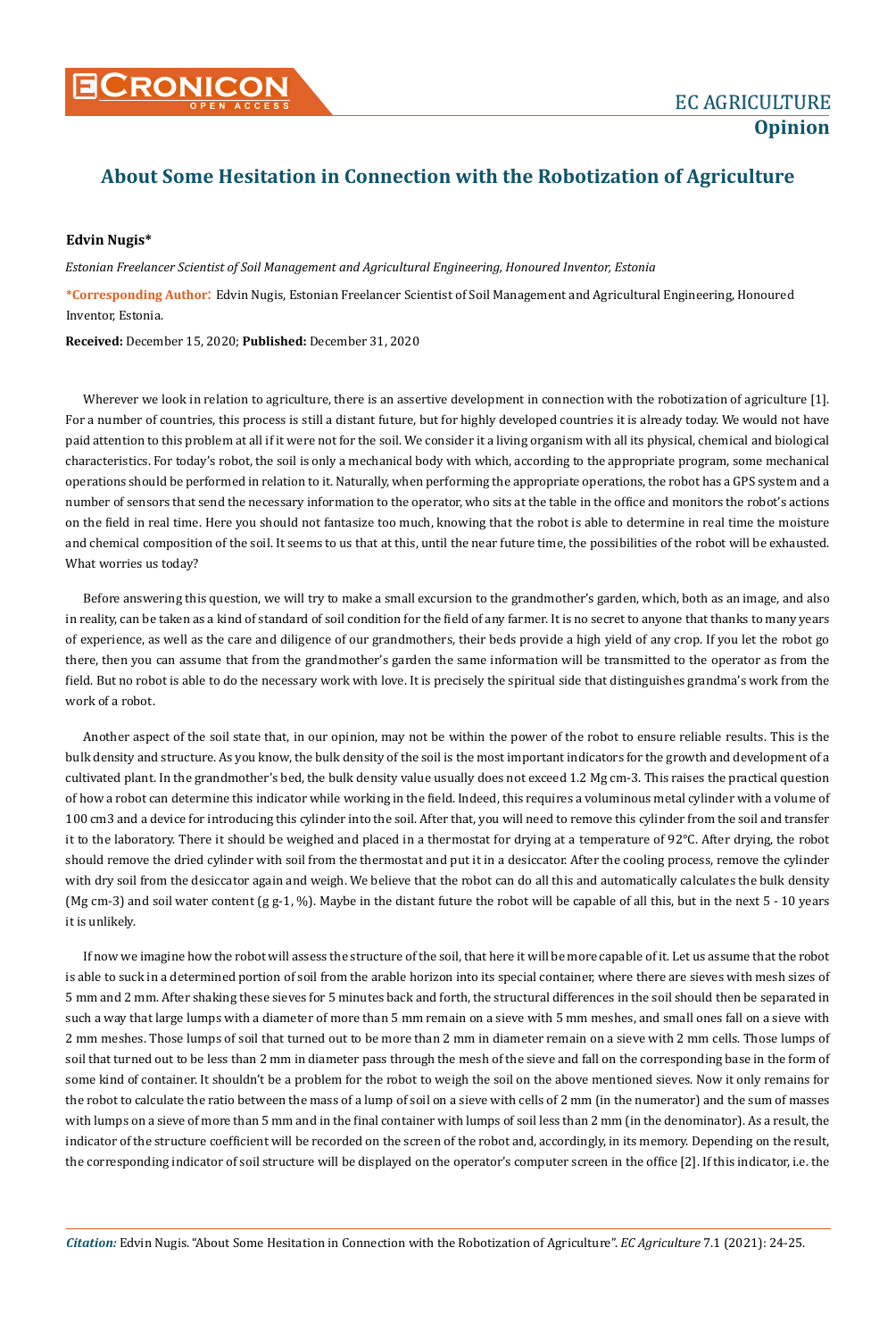# About Some Hesitation in Connection with the Robotization of Agriculture

**Edvin Nugis***

*Estonian Freelancer Scientist of Soil Management and Agricultural Engineering, Honoured Inventor, Estonia*

**\*Corresponding Author:** Edvin Nugis, Estonian Freelancer Scientist of Soil Management and Agricultural Engineering, Honoured Inventor, Estonia.

**Received:** December 15, 2020; **Published:** December 31, 2020

Wherever we look in relation to agriculture, there is an assertive development in connection with the robotization of agriculture [1]. For a number of countries, this process is still a distant future, but for highly developed countries it is already today. We would not have paid attention to this problem at all if it were not for the soil. We consider it a living organism with all its physical, chemical and biological characteristics. For today's robot, the soil is only a mechanical body with which, according to the appropriate program, some mechanical operations should be performed in relation to it. Naturally, when performing the appropriate operations, the robot has a GPS system and a number of sensors that send the necessary information to the operator, who sits at the table in the office and monitors the robot's actions on the field in real time. Here you should not fantasize too much, knowing that the robot is able to determine in real time the moisture and chemical composition of the soil. It seems to us that at this, until the near future time, the possibilities of the robot will be exhausted. What worries us today?

Before answering this question, we will try to make a small excursion to the grandmother's garden, which, both as an image, and also in reality, can be taken as a kind of standard of soil condition for the field of any farmer. It is no secret to anyone that thanks to many years of experience, as well as the care and diligence of our grandmothers, their beds provide a high yield of any crop. If you let the robot go there, then you can assume that from the grandmother's garden the same information will be transmitted to the operator as from the field. But no robot is able to do the necessary work with love. It is precisely the spiritual side that distinguishes grandma's work from the work of a robot.

Another aspect of the soil state that, in our opinion, may not be within the power of the robot to ensure reliable results. This is the bulk density and structure. As you know, the bulk density of the soil is the most important indicators for the growth and development of a cultivated plant. In the grandmother's bed, the bulk density value usually does not exceed 1.2 Mg $cm^{-3}$. This raises the practical question of how a robot can determine this indicator while working in the field. Indeed, this requires a voluminous metal cylinder with a volume of 100 $cm^3$ and a device for introducing this cylinder into the soil. After that, you will need to remove this cylinder from the soil and transfer it to the laboratory. There it should be weighed and placed in a thermostat for drying at a temperature of 92°C. After drying, the robot should remove the dried cylinder with soil from the thermostat and put it in a desiccator. After the cooling process, remove the cylinder with dry soil from the desiccator again and weigh. We believe that the robot can do all this and automatically calculates the bulk density (Mg $cm^{-3}$) and soil water content (g $g^{-1}$, %). Maybe in the distant future the robot will be capable of all this, but in the next 5 - 10 years it is unlikely.

If now we imagine how the robot will assess the structure of the soil, that here it will be more capable of it. Let us assume that the robot is able to suck in a determined portion of soil from the arable horizon into its special container, where there are sieves with mesh sizes of 5 mm and 2 mm. After shaking these sieves for 5 minutes back and forth, the structural differences in the soil should then be separated in such a way that large lumps with a diameter of more than 5 mm remain on a sieve with 5 mm meshes, and small ones fall on a sieve with 2 mm meshes. Those lumps of soil that turned out to be more than 2 mm in diameter remain on a sieve with 2 mm cells. Those lumps of soil that turned out to be less than 2 mm in diameter pass through the mesh of the sieve and fall on the corresponding base in the form of some kind of container. It shouldn't be a problem for the robot to weigh the soil on the above mentioned sieves. Now it only remains for the robot to calculate the ratio between the mass of a lump of soil on a sieve with cells of 2 mm (in the numerator) and the sum of masses with lumps on a sieve of more than 5 mm and in the final container with lumps of soil less than 2 mm (in the denominator). As a result, the indicator of the structure coefficient will be recorded on the screen of the robot and, accordingly, in its memory. Depending on the result, the corresponding indicator of soil structure will be displayed on the operator's computer screen in the office [2]. If this indicator, i.e. the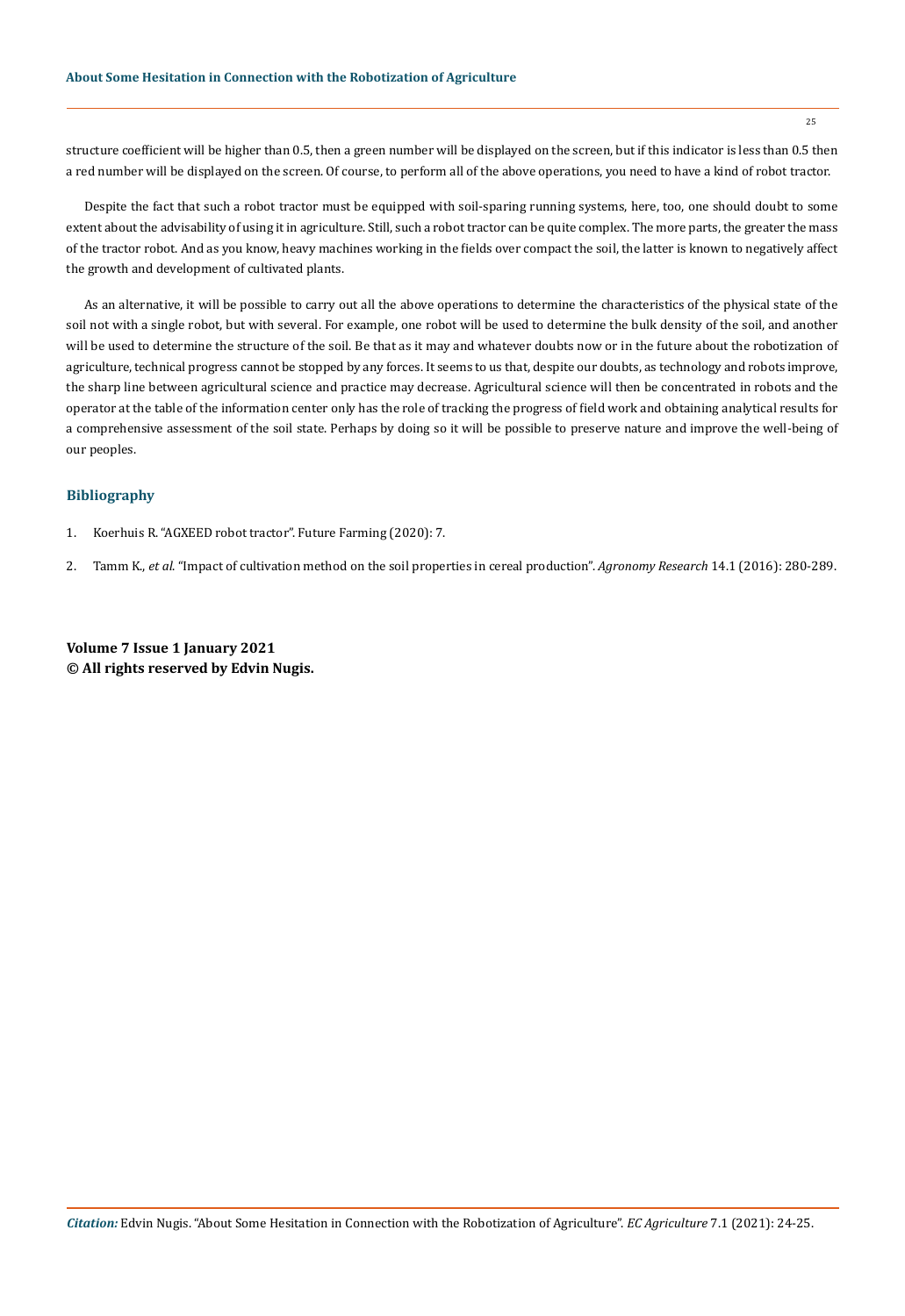structure coefficient will be higher than 0.5, then a green number will be displayed on the screen, but if this indicator is less than 0.5 then a red number will be displayed on the screen. Of course, to perform all of the above operations, you need to have a kind of robot tractor.

Despite the fact that such a robot tractor must be equipped with soil-sparing running systems, here, too, one should doubt to some extent about the advisability of using it in agriculture. Still, such a robot tractor can be quite complex. The more parts, the greater the mass of the tractor robot. And as you know, heavy machines working in the fields over compact the soil, the latter is known to negatively affect the growth and development of cultivated plants.

As an alternative, it will be possible to carry out all the above operations to determine the characteristics of the physical state of the soil not with a single robot, but with several. For example, one robot will be used to determine the bulk density of the soil, and another will be used to determine the structure of the soil. Be that as it may and whatever doubts now or in the future about the robotization of agriculture, technical progress cannot be stopped by any forces. It seems to us that, despite our doubts, as technology and robots improve, the sharp line between agricultural science and practice may decrease. Agricultural science will then be concentrated in robots and the operator at the table of the information center only has the role of tracking the progress of field work and obtaining analytical results for a comprehensive assessment of the soil state. Perhaps by doing so it will be possible to preserve nature and improve the well-being of our peoples.

## Bibliography

1. Koerhuis R. "AGXEED robot tractor". Future Farming (2020): 7.
2. Tamm K., *et al*. "Impact of cultivation method on the soil properties in cereal production". *Agronomy Research* 14.1 (2016): 280-289.

**Volume 7 Issue 1 January 2021**
**© All rights reserved by Edvin Nugis.**